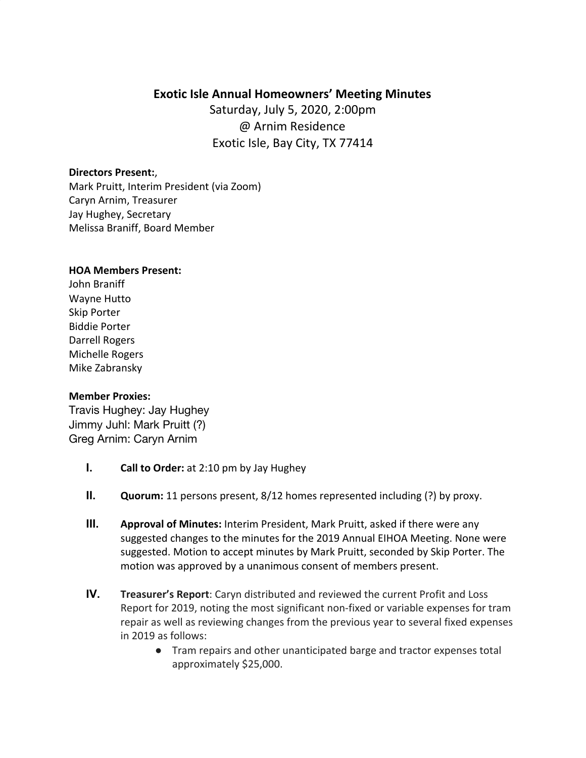# Exotic Isle Annual Homeowners' Meeting Minutes

Saturday, July 5, 2020, 2:00pm
@ Arnim Residence
Exotic Isle, Bay City, TX 77414

**Directors Present:**,
Mark Pruitt, Interim President (via Zoom)
Caryn Arnim, Treasurer
Jay Hughey, Secretary
Melissa Braniff, Board Member

**HOA Members Present:**
John Braniff
Wayne Hutto
Skip Porter
Biddie Porter
Darrell Rogers
Michelle Rogers
Mike Zabransky

**Member Proxies:**
Travis Hughey: Jay Hughey
Jimmy Juhl: Mark Pruitt (?)
Greg Arnim: Caryn Arnim

I. **Call to Order:** at 2:10 pm by Jay Hughey

II. **Quorum:** 11 persons present, 8/12 homes represented including (?) by proxy.

III. **Approval of Minutes:** Interim President, Mark Pruitt, asked if there were any suggested changes to the minutes for the 2019 Annual EIHOA Meeting. None were suggested. Motion to accept minutes by Mark Pruitt, seconded by Skip Porter. The motion was approved by a unanimous consent of members present.

IV. **Treasurer's Report**: Caryn distributed and reviewed the current Profit and Loss Report for 2019, noting the most significant non-fixed or variable expenses for tram repair as well as reviewing changes from the previous year to several fixed expenses in 2019 as follows:
   - Tram repairs and other unanticipated barge and tractor expenses total approximately $25,000.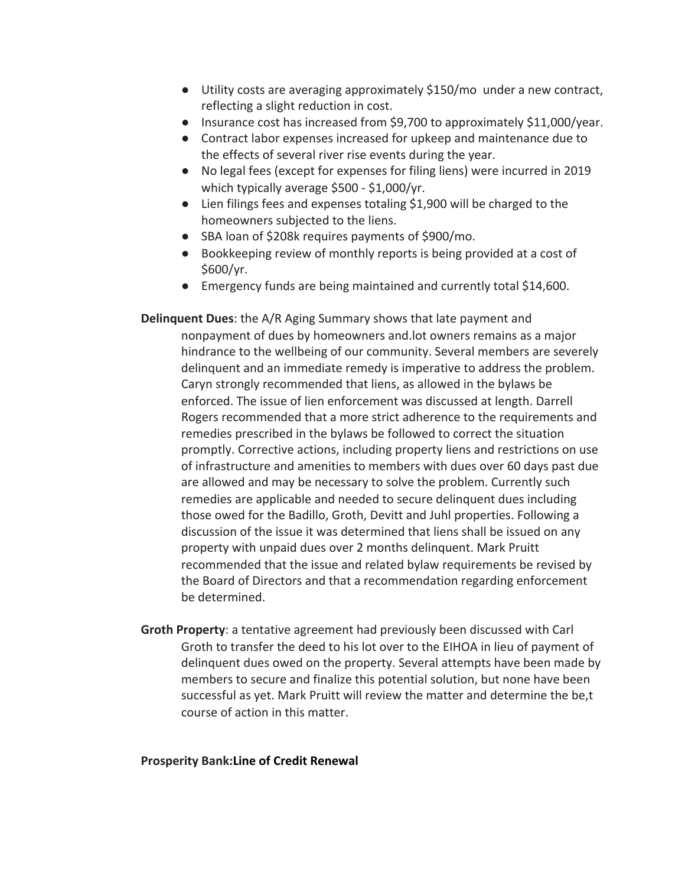- Utility costs are averaging approximately $150/mo under a new contract, reflecting a slight reduction in cost.
- Insurance cost has increased from $9,700 to approximately $11,000/year.
- Contract labor expenses increased for upkeep and maintenance due to the effects of several river rise events during the year.
- No legal fees (except for expenses for filing liens) were incurred in 2019 which typically average $500 - $1,000/yr.
- Lien filings fees and expenses totaling $1,900 will be charged to the homeowners subjected to the liens.
- SBA loan of $208k requires payments of $900/mo.
- Bookkeeping review of monthly reports is being provided at a cost of $600/yr.
- Emergency funds are being maintained and currently total $14,600.

**Delinquent Dues**: the A/R Aging Summary shows that late payment and nonpayment of dues by homeowners and.lot owners remains as a major hindrance to the wellbeing of our community. Several members are severely delinquent and an immediate remedy is imperative to address the problem. Caryn strongly recommended that liens, as allowed in the bylaws be enforced. The issue of lien enforcement was discussed at length. Darrell Rogers recommended that a more strict adherence to the requirements and remedies prescribed in the bylaws be followed to correct the situation promptly. Corrective actions, including property liens and restrictions on use of infrastructure and amenities to members with dues over 60 days past due are allowed and may be necessary to solve the problem. Currently such remedies are applicable and needed to secure delinquent dues including those owed for the Badillo, Groth, Devitt and Juhl properties. Following a discussion of the issue it was determined that liens shall be issued on any property with unpaid dues over 2 months delinquent. Mark Pruitt recommended that the issue and related bylaw requirements be revised by the Board of Directors and that a recommendation regarding enforcement be determined.

**Groth Property**: a tentative agreement had previously been discussed with Carl Groth to transfer the deed to his lot over to the EIHOA in lieu of payment of delinquent dues owed on the property. Several attempts have been made by members to secure and finalize this potential solution, but none have been successful as yet. Mark Pruitt will review the matter and determine the be,t course of action in this matter.

**Prosperity Bank:Line of Credit Renewal**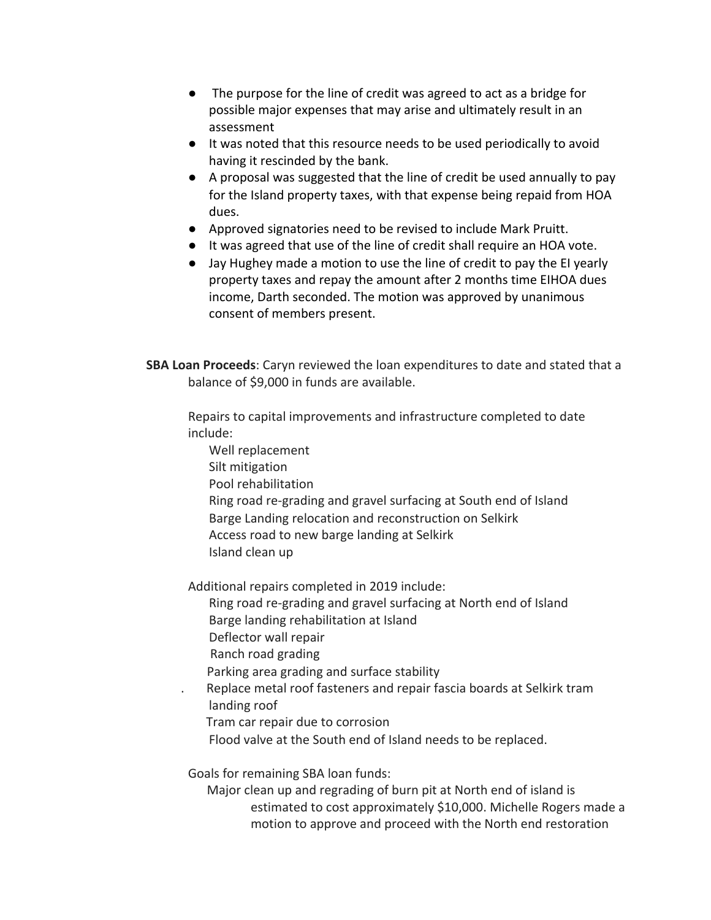- The purpose for the line of credit was agreed to act as a bridge for possible major expenses that may arise and ultimately result in an assessment
- It was noted that this resource needs to be used periodically to avoid having it rescinded by the bank.
- A proposal was suggested that the line of credit be used annually to pay for the Island property taxes, with that expense being repaid from HOA dues.
- Approved signatories need to be revised to include Mark Pruitt.
- It was agreed that use of the line of credit shall require an HOA vote.
- Jay Hughey made a motion to use the line of credit to pay the EI yearly property taxes and repay the amount after 2 months time EIHOA dues income, Darth seconded. The motion was approved by unanimous consent of members present.

**SBA Loan Proceeds**: Caryn reviewed the loan expenditures to date and stated that a balance of $9,000 in funds are available.

Repairs to capital improvements and infrastructure completed to date include:

Well replacement
Silt mitigation
Pool rehabilitation
Ring road re-grading and gravel surfacing at South end of Island
Barge Landing relocation and reconstruction on Selkirk
Access road to new barge landing at Selkirk
Island clean up

Additional repairs completed in 2019 include:

Ring road re-grading and gravel surfacing at North end of Island
Barge landing rehabilitation at Island
Deflector wall repair
Ranch road grading
Parking area grading and surface stability
. Replace metal roof fasteners and repair fascia boards at Selkirk tram landing roof
Tram car repair due to corrosion
Flood valve at the South end of Island needs to be replaced.

Goals for remaining SBA loan funds:

Major clean up and regrading of burn pit at North end of island is estimated to cost approximately $10,000. Michelle Rogers made a motion to approve and proceed with the North end restoration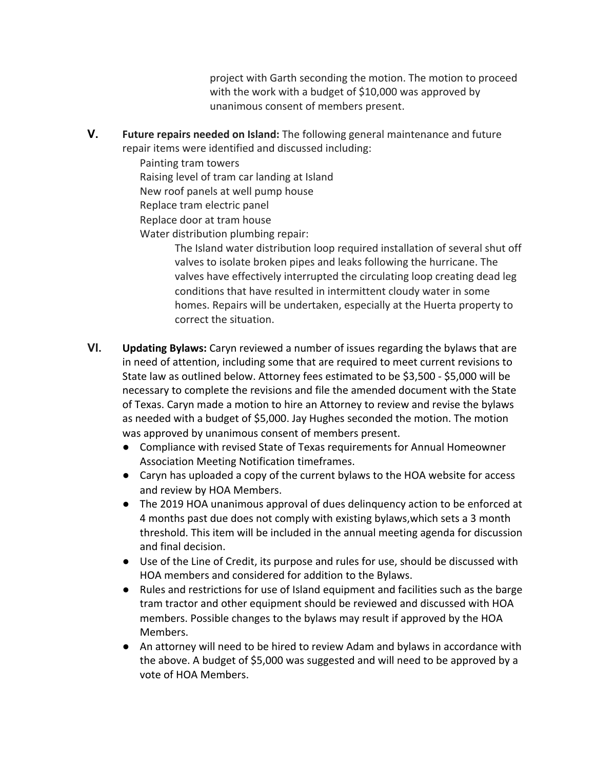project with Garth seconding the motion. The motion to proceed with the work with a budget of $10,000 was approved by unanimous consent of members present.

**V.** **Future repairs needed on Island:** The following general maintenance and future repair items were identified and discussed including:

Painting tram towers
Raising level of tram car landing at Island
New roof panels at well pump house
Replace tram electric panel
Replace door at tram house
Water distribution plumbing repair:

The Island water distribution loop required installation of several shut off valves to isolate broken pipes and leaks following the hurricane. The valves have effectively interrupted the circulating loop creating dead leg conditions that have resulted in intermittent cloudy water in some homes. Repairs will be undertaken, especially at the Huerta property to correct the situation.

**VI.** **Updating Bylaws:** Caryn reviewed a number of issues regarding the bylaws that are in need of attention, including some that are required to meet current revisions to State law as outlined below. Attorney fees estimated to be $3,500 - $5,000 will be necessary to complete the revisions and file the amended document with the State of Texas. Caryn made a motion to hire an Attorney to review and revise the bylaws as needed with a budget of $5,000. Jay Hughes seconded the motion. The motion was approved by unanimous consent of members present.

- Compliance with revised State of Texas requirements for Annual Homeowner Association Meeting Notification timeframes.
- Caryn has uploaded a copy of the current bylaws to the HOA website for access and review by HOA Members.
- The 2019 HOA unanimous approval of dues delinquency action to be enforced at 4 months past due does not comply with existing bylaws,which sets a 3 month threshold. This item will be included in the annual meeting agenda for discussion and final decision.
- Use of the Line of Credit, its purpose and rules for use, should be discussed with HOA members and considered for addition to the Bylaws.
- Rules and restrictions for use of Island equipment and facilities such as the barge tram tractor and other equipment should be reviewed and discussed with HOA members. Possible changes to the bylaws may result if approved by the HOA Members.
- An attorney will need to be hired to review Adam and bylaws in accordance with the above. A budget of $5,000 was suggested and will need to be approved by a vote of HOA Members.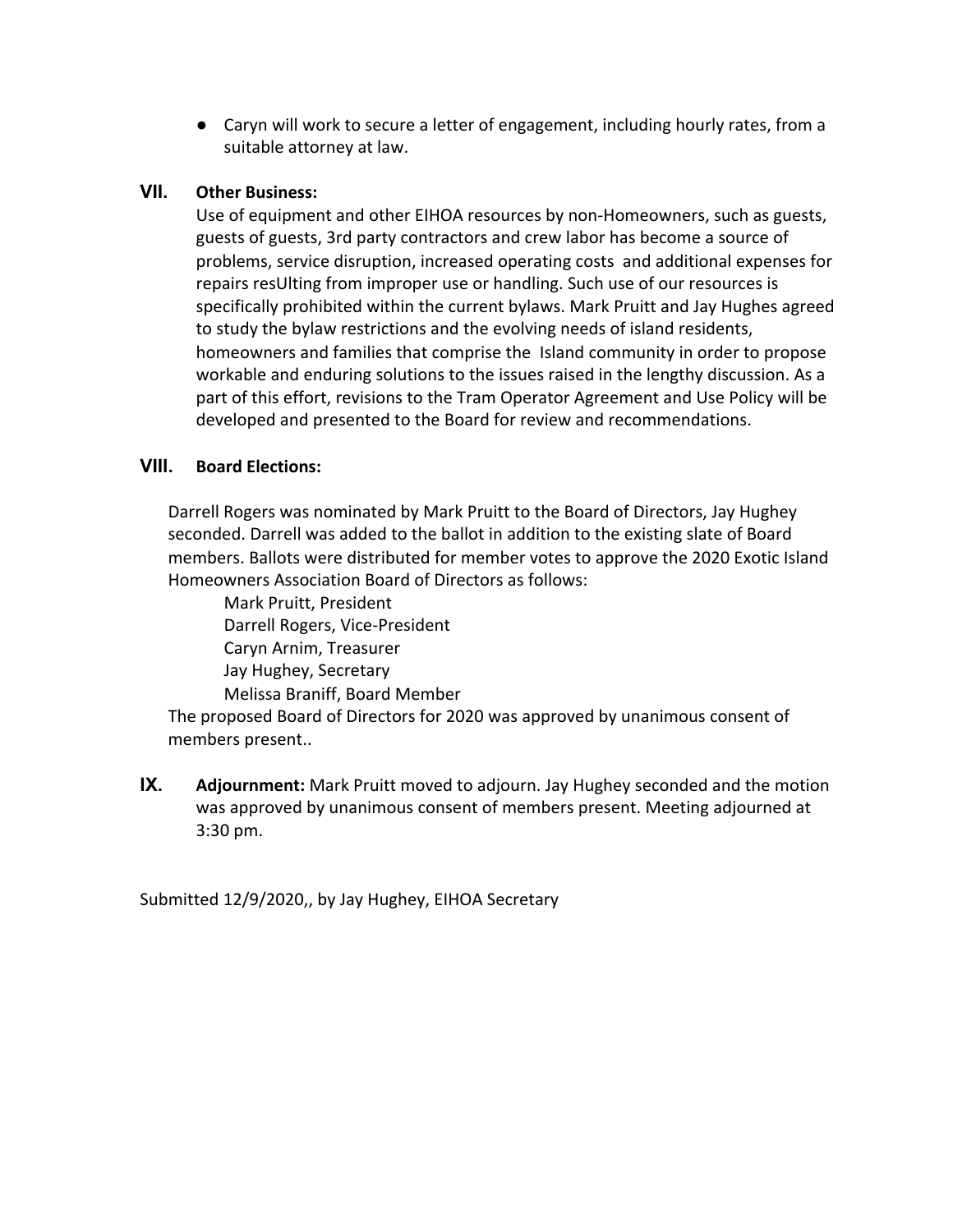- Caryn will work to secure a letter of engagement, including hourly rates, from a suitable attorney at law.

## VII. Other Business:

Use of equipment and other EIHOA resources by non-Homeowners, such as guests, guests of guests, 3rd party contractors and crew labor has become a source of problems, service disruption, increased operating costs and additional expenses for repairs resUlting from improper use or handling. Such use of our resources is specifically prohibited within the current bylaws. Mark Pruitt and Jay Hughes agreed to study the bylaw restrictions and the evolving needs of island residents, homeowners and families that comprise the Island community in order to propose workable and enduring solutions to the issues raised in the lengthy discussion. As a part of this effort, revisions to the Tram Operator Agreement and Use Policy will be developed and presented to the Board for review and recommendations.

## VIII. Board Elections:

Darrell Rogers was nominated by Mark Pruitt to the Board of Directors, Jay Hughey seconded. Darrell was added to the ballot in addition to the existing slate of Board members. Ballots were distributed for member votes to approve the 2020 Exotic Island Homeowners Association Board of Directors as follows:

Mark Pruitt, President
Darrell Rogers, Vice-President
Caryn Arnim, Treasurer
Jay Hughey, Secretary
Melissa Braniff, Board Member

The proposed Board of Directors for 2020 was approved by unanimous consent of members present..

## IX. Adjournment:

**Adjournment:** Mark Pruitt moved to adjourn. Jay Hughey seconded and the motion was approved by unanimous consent of members present. Meeting adjourned at 3:30 pm.

Submitted 12/9/2020,, by Jay Hughey, EIHOA Secretary